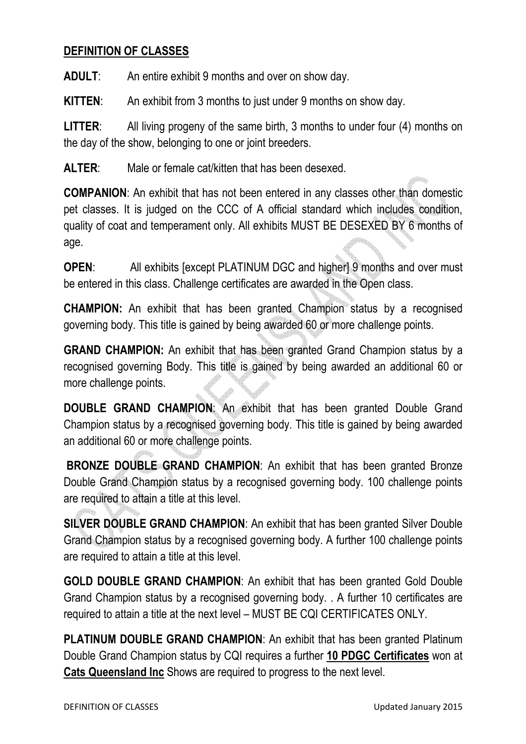## DEFINITION OF CLASSES

**ADULT**: An entire exhibit 9 months and over on show day.

**KITTEN**: An exhibit from 3 months to just under 9 months on show day.

**LITTER**: All living progeny of the same birth, 3 months to under four (4) months on the day of the show, belonging to one or joint breeders.

**ALTER**: Male or female cat/kitten that has been desexed.

**COMPANION**: An exhibit that has not been entered in any classes other than domestic pet classes. It is judged on the CCC of A official standard which includes condition, quality of coat and temperament only. All exhibits MUST BE DESEXED BY 6 months of age.

**OPEN**: All exhibits [except PLATINUM DGC and higher] 9 months and over must be entered in this class. Challenge certificates are awarded in the Open class.

**CHAMPION:** An exhibit that has been granted Champion status by a recognised governing body. This title is gained by being awarded 60 or more challenge points.

**GRAND CHAMPION:** An exhibit that has been granted Grand Champion status by a recognised governing Body. This title is gained by being awarded an additional 60 or more challenge points.

**DOUBLE GRAND CHAMPION**: An exhibit that has been granted Double Grand Champion status by a recognised governing body. This title is gained by being awarded an additional 60 or more challenge points.

**BRONZE DOUBLE GRAND CHAMPION**: An exhibit that has been granted Bronze Double Grand Champion status by a recognised governing body. 100 challenge points are required to attain a title at this level.

**SILVER DOUBLE GRAND CHAMPION**: An exhibit that has been granted Silver Double Grand Champion status by a recognised governing body. A further 100 challenge points are required to attain a title at this level.

**GOLD DOUBLE GRAND CHAMPION**: An exhibit that has been granted Gold Double Grand Champion status by a recognised governing body. . A further 10 certificates are required to attain a title at the next level – MUST BE CQI CERTIFICATES ONLY.

**PLATINUM DOUBLE GRAND CHAMPION**: An exhibit that has been granted Platinum Double Grand Champion status by CQI requires a further **10 PDGC Certificates** won at **Cats Queensland Inc** Shows are required to progress to the next level.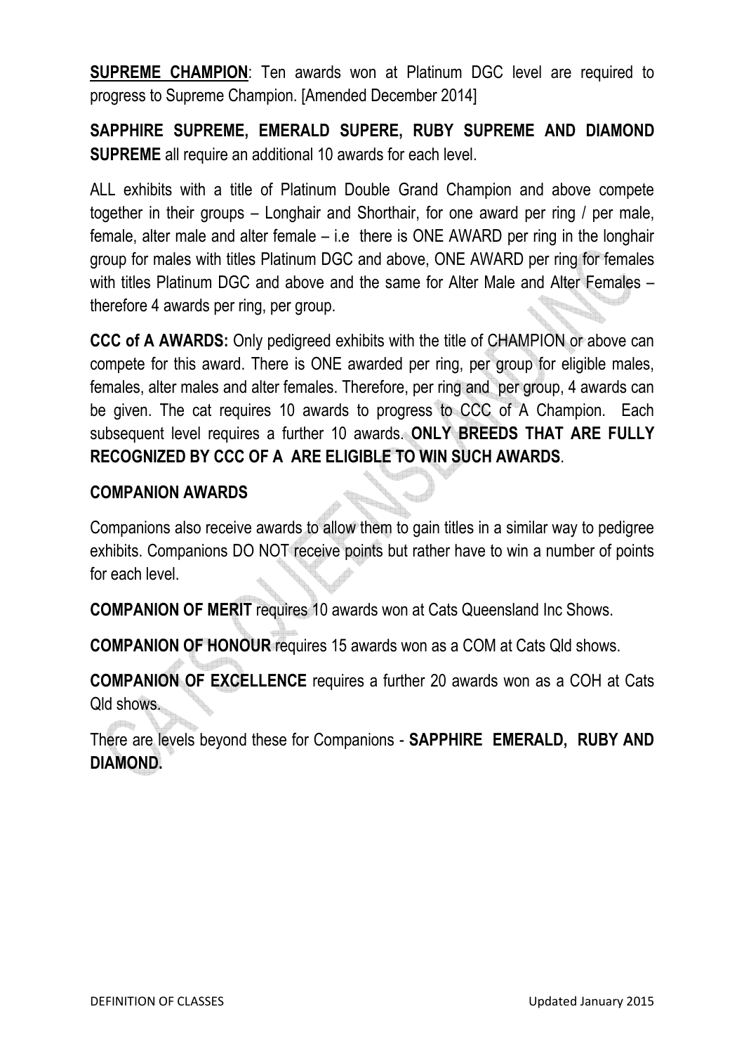**SUPREME CHAMPION**: Ten awards won at Platinum DGC level are required to progress to Supreme Champion. [Amended December 2014]

**SAPPHIRE SUPREME, EMERALD SUPERE, RUBY SUPREME AND DIAMOND SUPREME** all require an additional 10 awards for each level.

ALL exhibits with a title of Platinum Double Grand Champion and above compete together in their groups – Longhair and Shorthair, for one award per ring / per male, female, alter male and alter female – i.e there is ONE AWARD per ring in the longhair group for males with titles Platinum DGC and above, ONE AWARD per ring for females with titles Platinum DGC and above and the same for Alter Male and Alter Females – therefore 4 awards per ring, per group.

**CCC of A AWARDS:** Only pedigreed exhibits with the title of CHAMPION or above can compete for this award. There is ONE awarded per ring, per group for eligible males, females, alter males and alter females. Therefore, per ring and per group, 4 awards can be given. The cat requires 10 awards to progress to CCC of A Champion. Each subsequent level requires a further 10 awards. **ONLY BREEDS THAT ARE FULLY RECOGNIZED BY CCC OF A ARE ELIGIBLE TO WIN SUCH AWARDS**.

**COMPANION AWARDS**

Companions also receive awards to allow them to gain titles in a similar way to pedigree exhibits. Companions DO NOT receive points but rather have to win a number of points for each level.

**COMPANION OF MERIT** requires 10 awards won at Cats Queensland Inc Shows.

**COMPANION OF HONOUR** requires 15 awards won as a COM at Cats Qld shows.

**COMPANION OF EXCELLENCE** requires a further 20 awards won as a COH at Cats Qld shows.

There are levels beyond these for Companions - **SAPPHIRE EMERALD, RUBY AND DIAMOND.**